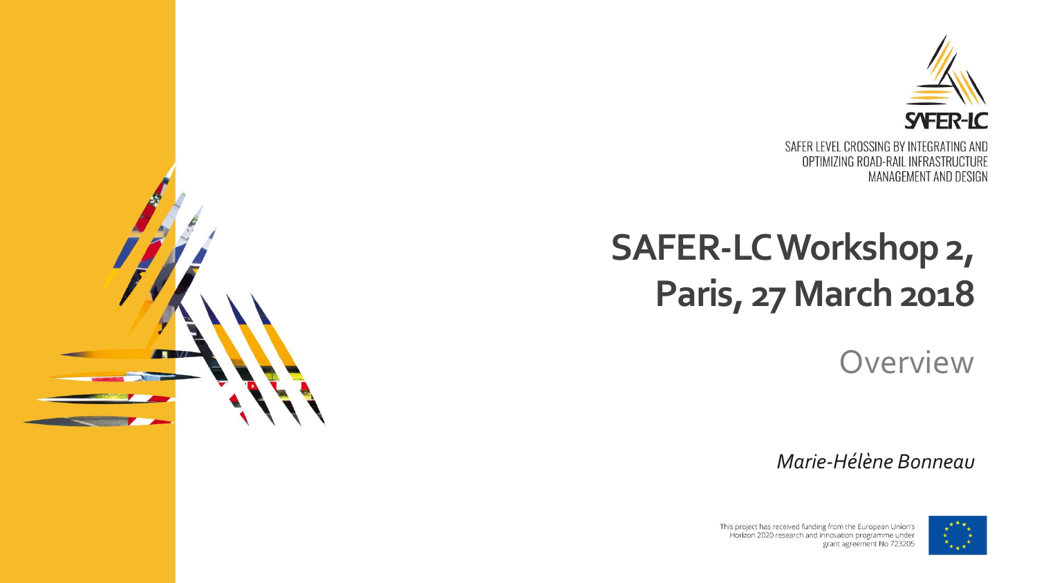SAFER-LC

SAFER LEVEL CROSSING BY INTEGRATING AND OPTIMIZING ROAD-RAIL INFRASTRUCTURE MANAGEMENT AND DESIGN

# SAFER-LC Workshop 2, Paris, 27 March 2018

## Overview

*Marie-Hélène Bonneau*

This project has received funding from the European Union's Horizon 2020 research and innovation programme under grant agreement No 723205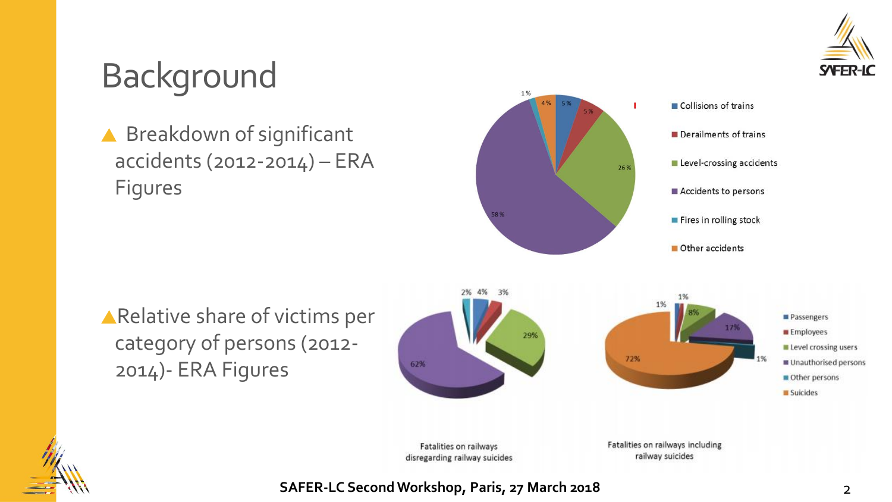# Background

- Breakdown of significant accidents (2012-2014) – ERA Figures

- Collisions of trains
- Derailments of trains
- Level-crossing accidents
- Accidents to persons
- Fires in rolling stock
- Other accidents

- Relative share of victims per category of persons (2012-2014)- ERA Figures

- Passengers
- Employees
- Level crossing users
- Unauthorised persons
- Other persons
- Suicides

Fatalities on railways disregarding railway suicides

Fatalities on railways including railway suicides

**SAFER-LC Second Workshop, Paris, 27 March 2018**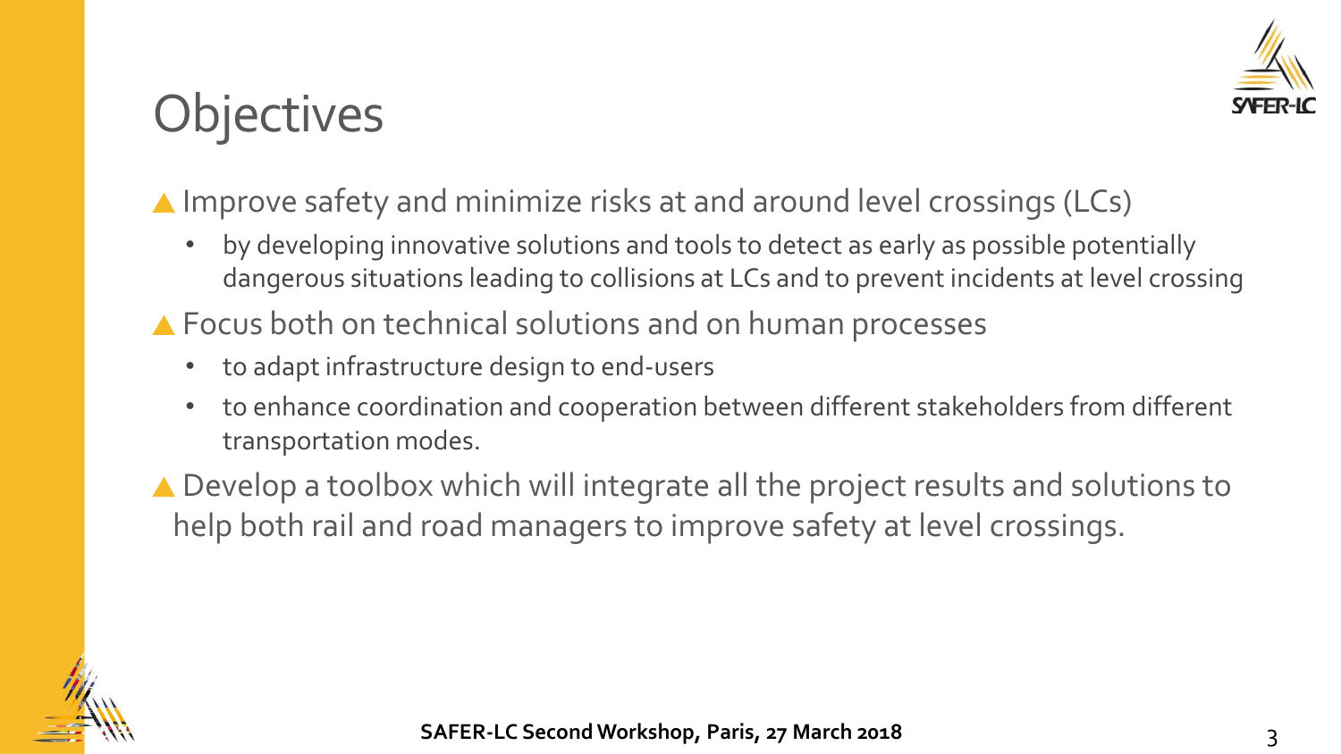# Objectives

- Improve safety and minimize risks at and around level crossings (LCs)
  - by developing innovative solutions and tools to detect as early as possible potentially dangerous situations leading to collisions at LCs and to prevent incidents at level crossing
- Focus both on technical solutions and on human processes
  - to adapt infrastructure design to end-users
  - to enhance coordination and cooperation between different stakeholders from different transportation modes.
- Develop a toolbox which will integrate all the project results and solutions to help both rail and road managers to improve safety at level crossings.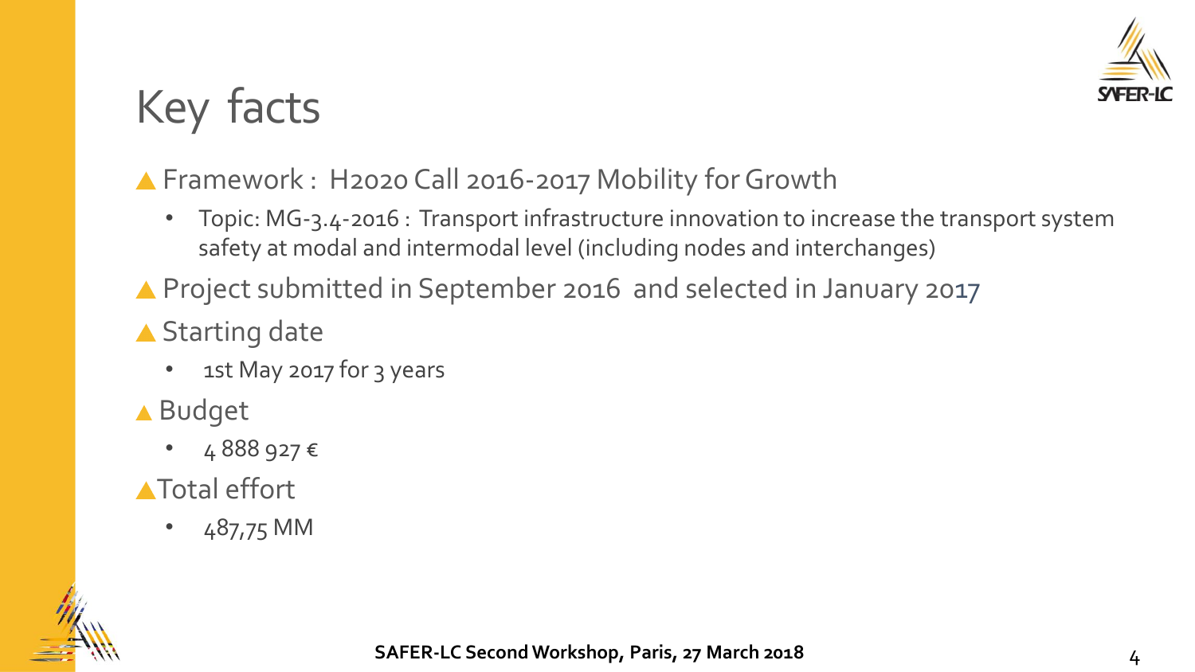# Key facts

- Framework : H2020 Call 2016-2017 Mobility for Growth
  - Topic: MG-3.4-2016 : Transport infrastructure innovation to increase the transport system safety at modal and intermodal level (including nodes and interchanges)
- Project submitted in September 2016 and selected in January 2017
- Starting date
  - 1st May 2017 for 3 years
- Budget
  - 4 888 927 €
- Total effort
  - 487,75 MM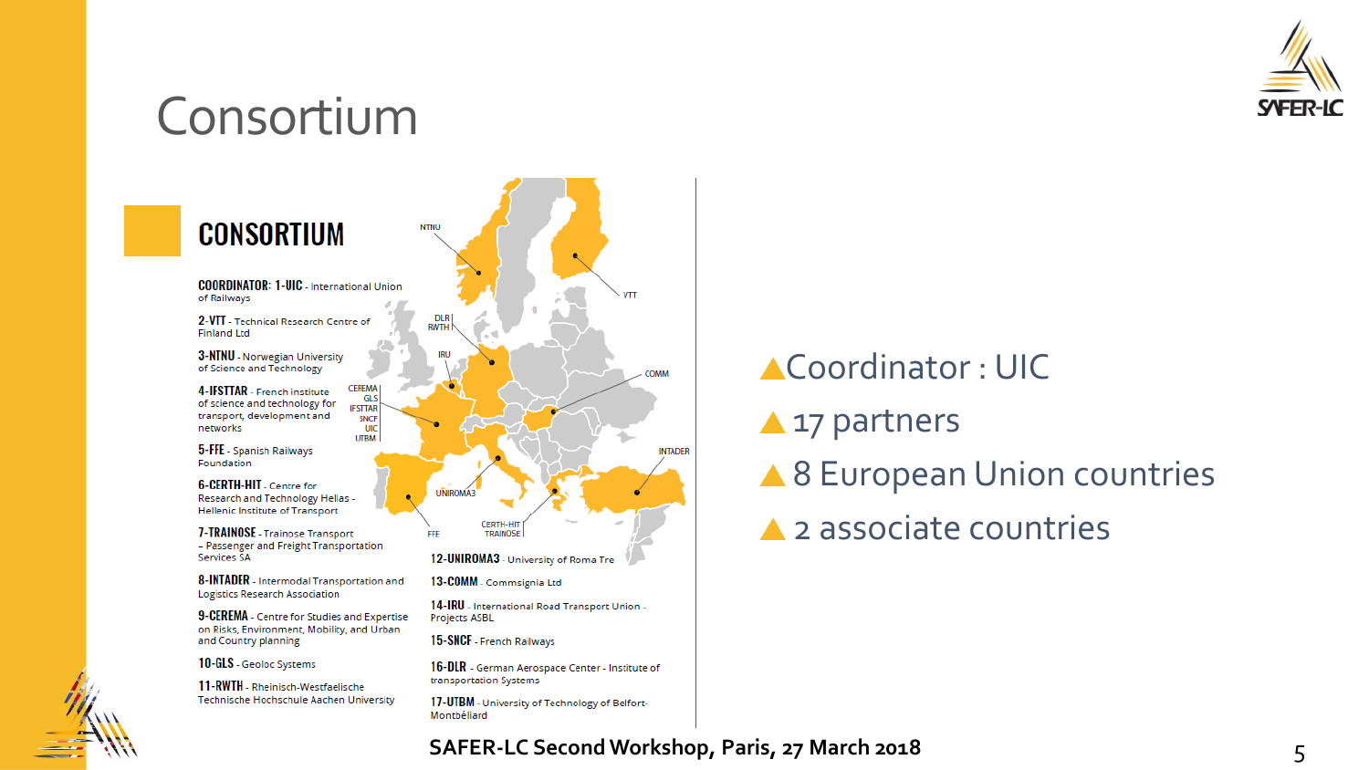# Consortium

## CONSORTIUM

**COORDINATOR: 1-UIC** - International Union of Railways

**2-VTT** - Technical Research Centre of Finland Ltd

**3-NTNU** - Norwegian University of Science and Technology

**4-IFSTTAR** - French institute of science and technology for transport, development and networks

**5-FFE** - Spanish Railways Foundation

**6-CERTH-HIT** - Centre for Research and Technology Hellas - Hellenic Institute of Transport

**7-TRAINOSE** - Trainose Transport – Passenger and Freight Transportation Services SA

**8-INTADER** - Intermodal Transportation and Logistics Research Association

**9-CEREMA** - Centre for Studies and Expertise on Risks, Environment, Mobility, and Urban and Country planning

**10-GLS** - Geoloc Systems

**11-RWTH** - Rheinisch-Westfaelische Technische Hochschule Aachen University

**12-UNIROMA3** - University of Roma Tre

**13-COMM** - Commsignia Ltd

**14-IRU** - International Road Transport Union - Projects ASBL

**15-SNCF** - French Railways

**16-DLR** - German Aerospace Center - Institute of transportation Systems

**17-UTBM** - University of Technology of Belfort-Montbéliard

- Coordinator : UIC
- 17 partners
- 8 European Union countries
- 2 associate countries

**SAFER-LC Second Workshop, Paris, 27 March 2018**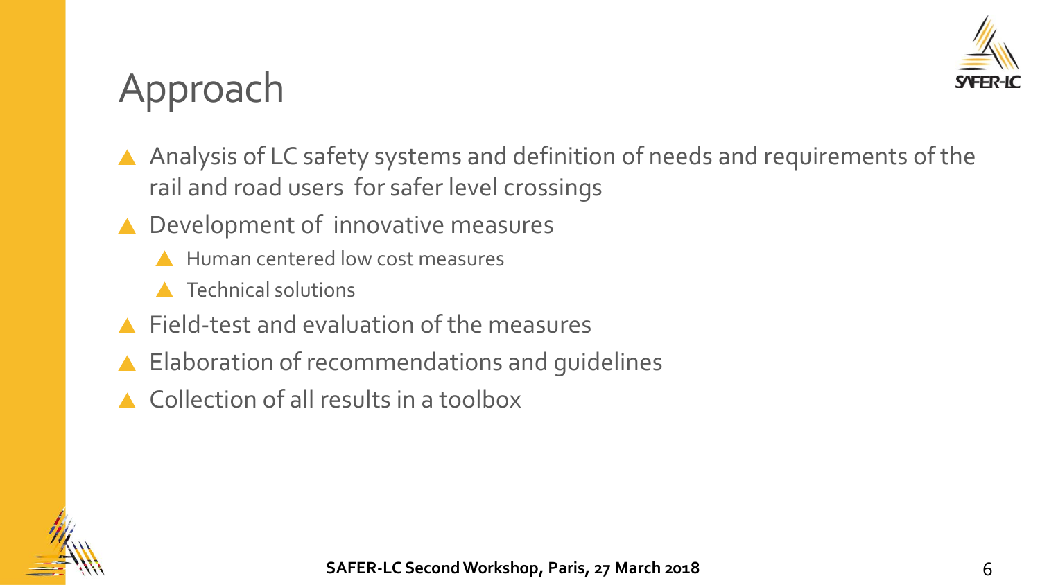# Approach

- Analysis of LC safety systems and definition of needs and requirements of the rail and road users for safer level crossings
- Development of innovative measures
  - Human centered low cost measures
  - Technical solutions
- Field-test and evaluation of the measures
- Elaboration of recommendations and guidelines
- Collection of all results in a toolbox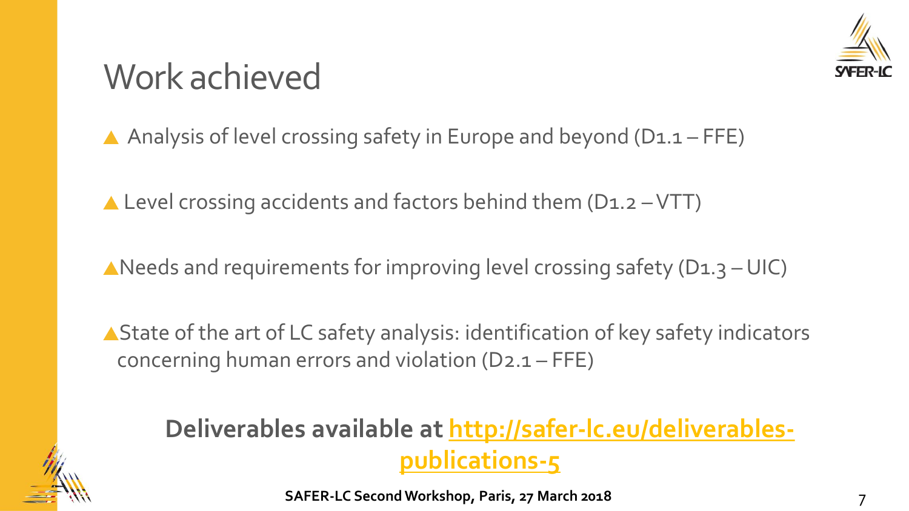# Work achieved

- Analysis of level crossing safety in Europe and beyond (D1.1 – FFE)
- Level crossing accidents and factors behind them (D1.2 – VTT)
- Needs and requirements for improving level crossing safety (D1.3 – UIC)
- State of the art of LC safety analysis: identification of key safety indicators concerning human errors and violation (D2.1 – FFE)

**Deliverables available at [http://safer-lc.eu/deliverables-publications-5](http://safer-lc.eu/deliverables-publications-5)**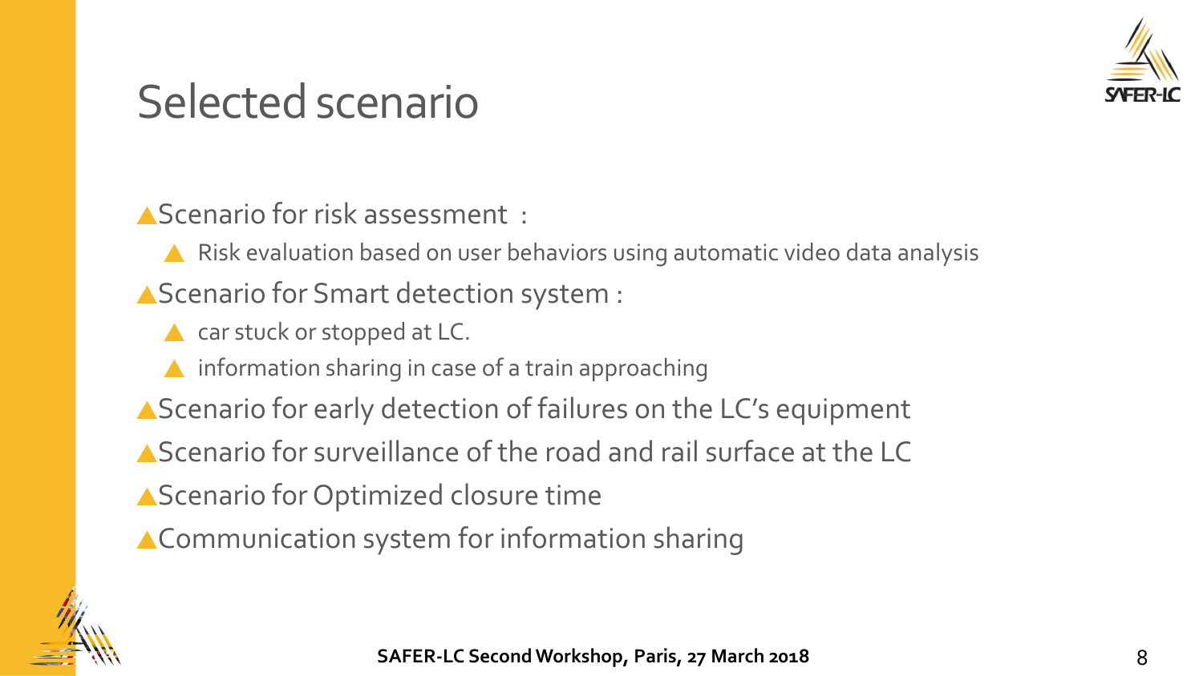# Selected scenario

- Scenario for risk assessment :
  - Risk evaluation based on user behaviors using automatic video data analysis
- Scenario for Smart detection system :
  - car stuck or stopped at LC.
  - information sharing in case of a train approaching
- Scenario for early detection of failures on the LC's equipment
- Scenario for surveillance of the road and rail surface at the LC
- Scenario for Optimized closure time
- Communication system for information sharing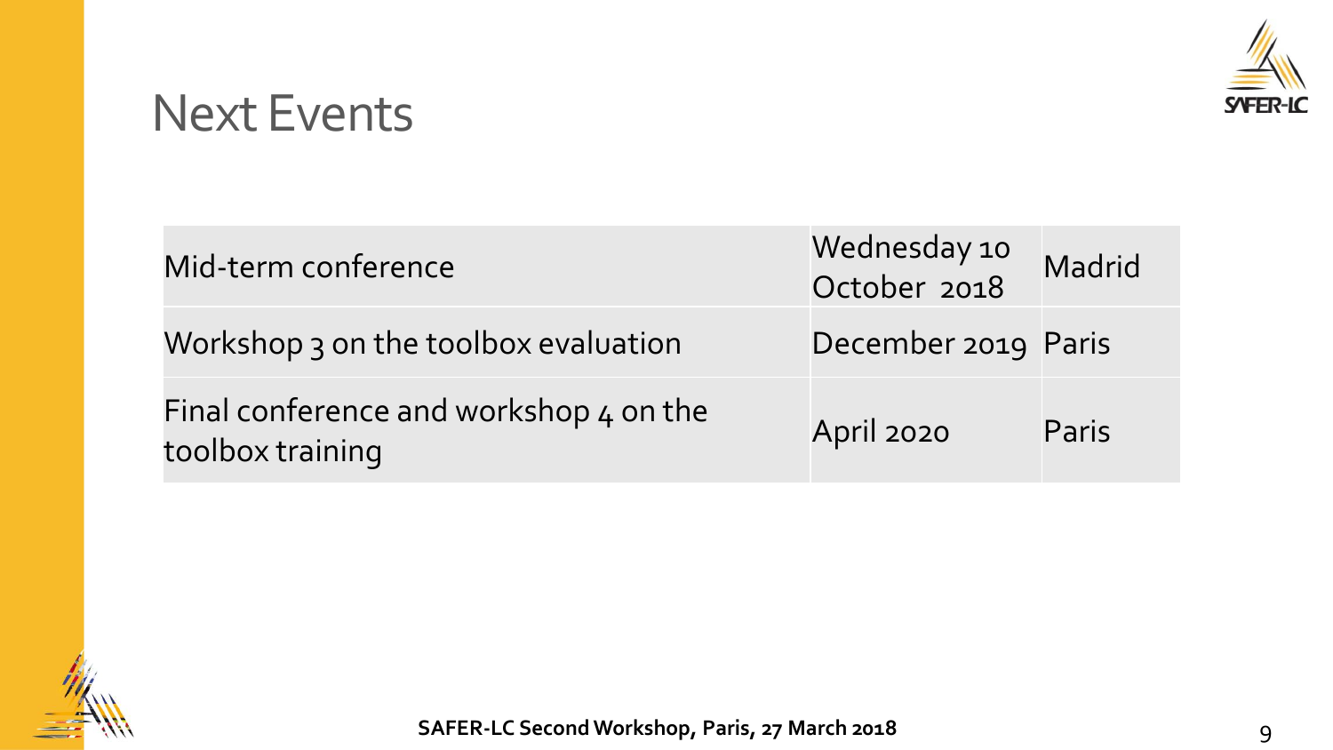# Next Events

| | | |
|---|---|---|
| Mid-term conference | Wednesday 10 October 2018 | Madrid |
| Workshop 3 on the toolbox evaluation | December 2019 | Paris |
| Final conference and workshop 4 on the toolbox training | April 2020 | Paris |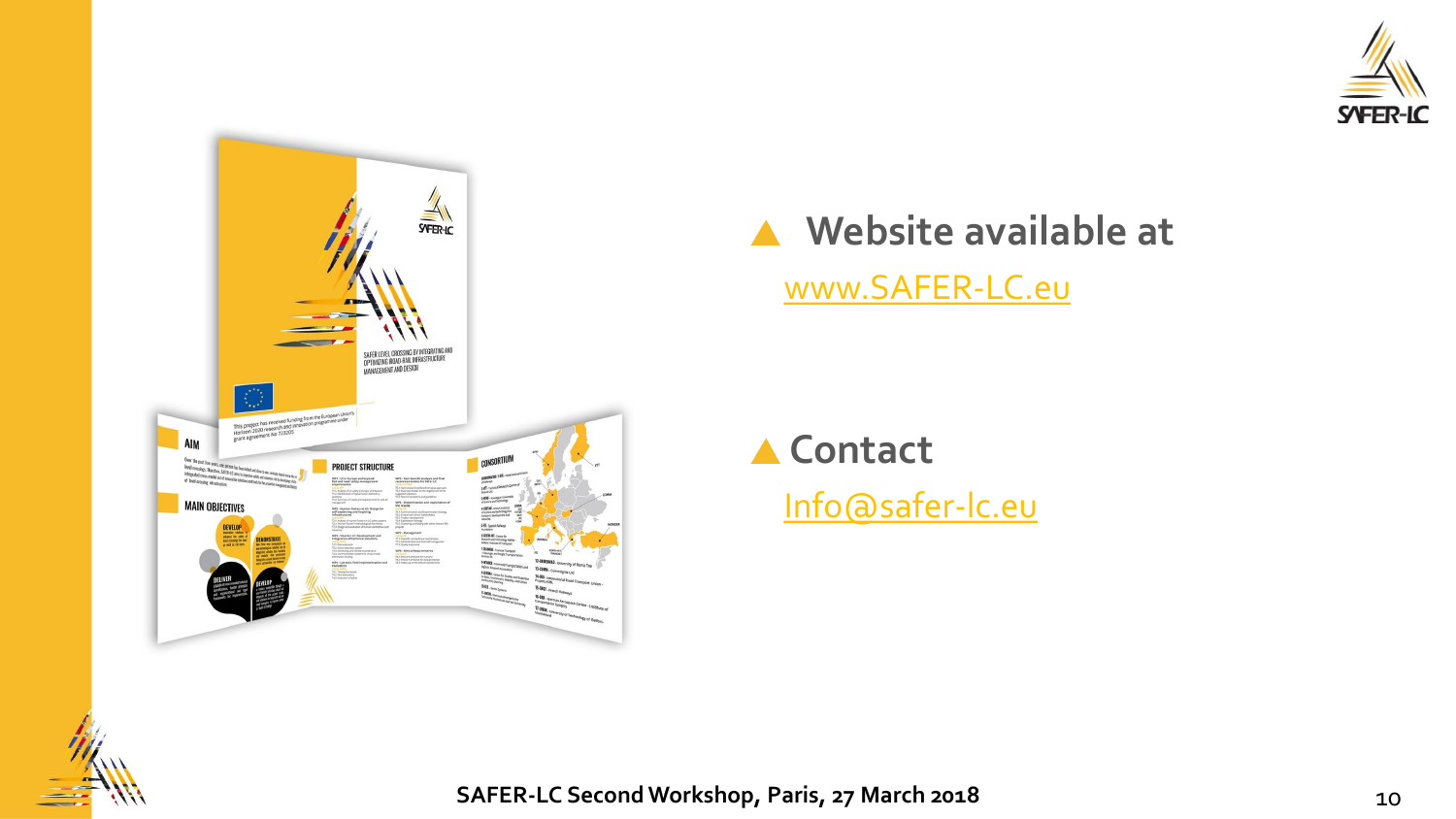- **Website available at**

  www.SAFER-LC.eu

- **Contact**

  Info@safer-lc.eu